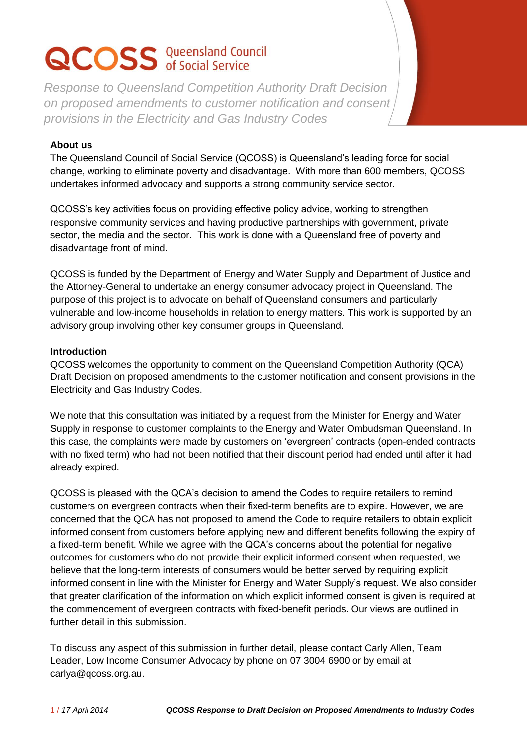# QCOSS Queensland Council of Social Service

*Response to Queensland Competition Authority Draft Decision on proposed amendments to customer notification and consent provisions in the Electricity and Gas Industry Codes*

**About us**

The Queensland Council of Social Service (QCOSS) is Queensland's leading force for social change, working to eliminate poverty and disadvantage. With more than 600 members, QCOSS undertakes informed advocacy and supports a strong community service sector.

QCOSS's key activities focus on providing effective policy advice, working to strengthen responsive community services and having productive partnerships with government, private sector, the media and the sector. This work is done with a Queensland free of poverty and disadvantage front of mind.

QCOSS is funded by the Department of Energy and Water Supply and Department of Justice and the Attorney-General to undertake an energy consumer advocacy project in Queensland. The purpose of this project is to advocate on behalf of Queensland consumers and particularly vulnerable and low-income households in relation to energy matters. This work is supported by an advisory group involving other key consumer groups in Queensland.

**Introduction**

QCOSS welcomes the opportunity to comment on the Queensland Competition Authority (QCA) Draft Decision on proposed amendments to the customer notification and consent provisions in the Electricity and Gas Industry Codes.

We note that this consultation was initiated by a request from the Minister for Energy and Water Supply in response to customer complaints to the Energy and Water Ombudsman Queensland. In this case, the complaints were made by customers on 'evergreen' contracts (open-ended contracts with no fixed term) who had not been notified that their discount period had ended until after it had already expired.

QCOSS is pleased with the QCA's decision to amend the Codes to require retailers to remind customers on evergreen contracts when their fixed-term benefits are to expire. However, we are concerned that the QCA has not proposed to amend the Code to require retailers to obtain explicit informed consent from customers before applying new and different benefits following the expiry of a fixed-term benefit. While we agree with the QCA's concerns about the potential for negative outcomes for customers who do not provide their explicit informed consent when requested, we believe that the long-term interests of consumers would be better served by requiring explicit informed consent in line with the Minister for Energy and Water Supply's request. We also consider that greater clarification of the information on which explicit informed consent is given is required at the commencement of evergreen contracts with fixed-benefit periods. Our views are outlined in further detail in this submission.

To discuss any aspect of this submission in further detail, please contact Carly Allen, Team Leader, Low Income Consumer Advocacy by phone on 07 3004 6900 or by email at carlya@qcoss.org.au.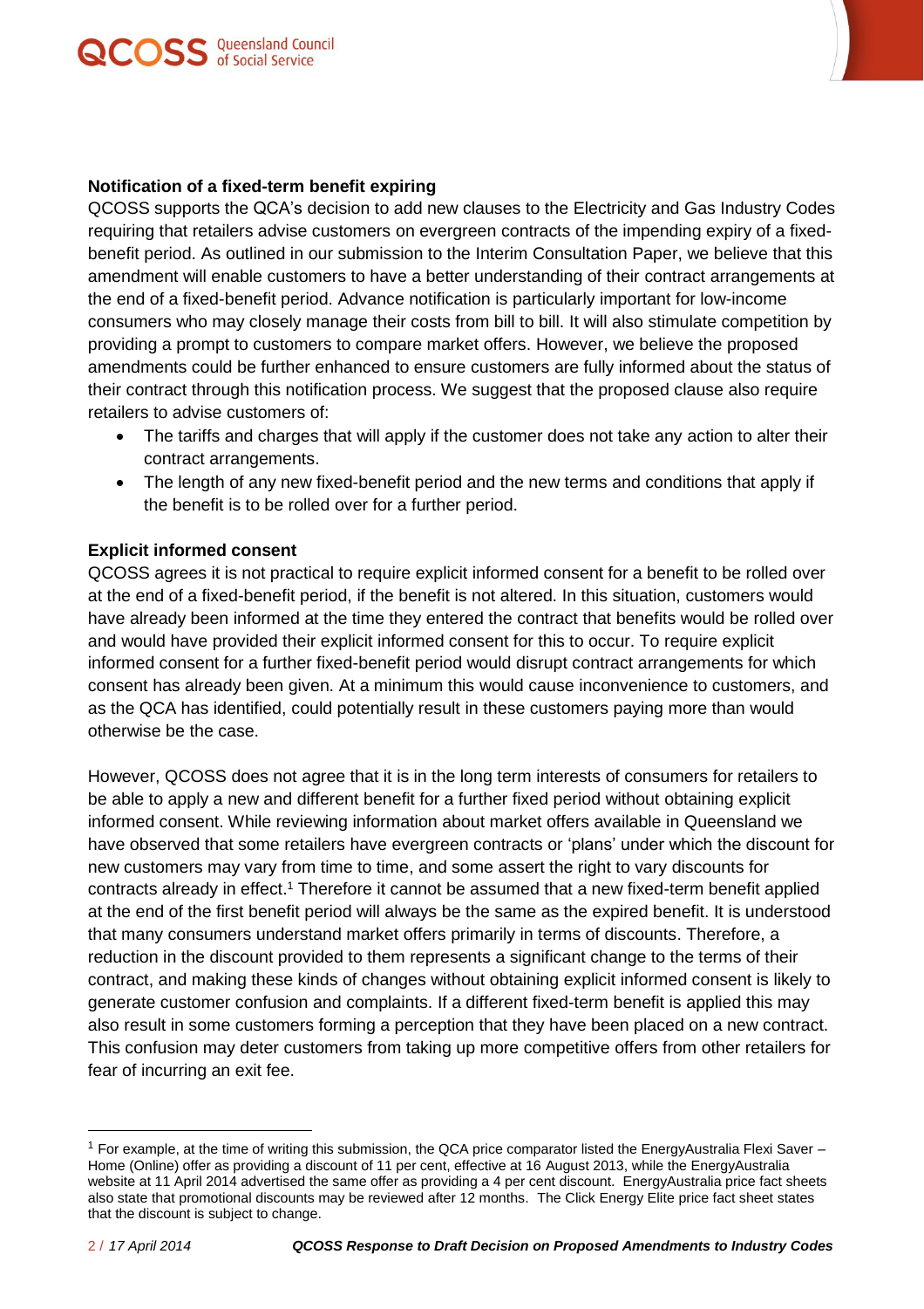**Notification of a fixed-term benefit expiring**

QCOSS supports the QCA's decision to add new clauses to the Electricity and Gas Industry Codes requiring that retailers advise customers on evergreen contracts of the impending expiry of a fixed-benefit period. As outlined in our submission to the Interim Consultation Paper, we believe that this amendment will enable customers to have a better understanding of their contract arrangements at the end of a fixed-benefit period. Advance notification is particularly important for low-income consumers who may closely manage their costs from bill to bill. It will also stimulate competition by providing a prompt to customers to compare market offers. However, we believe the proposed amendments could be further enhanced to ensure customers are fully informed about the status of their contract through this notification process. We suggest that the proposed clause also require retailers to advise customers of:

- The tariffs and charges that will apply if the customer does not take any action to alter their contract arrangements.
- The length of any new fixed-benefit period and the new terms and conditions that apply if the benefit is to be rolled over for a further period.

**Explicit informed consent**

QCOSS agrees it is not practical to require explicit informed consent for a benefit to be rolled over at the end of a fixed-benefit period, if the benefit is not altered. In this situation, customers would have already been informed at the time they entered the contract that benefits would be rolled over and would have provided their explicit informed consent for this to occur. To require explicit informed consent for a further fixed-benefit period would disrupt contract arrangements for which consent has already been given. At a minimum this would cause inconvenience to customers, and as the QCA has identified, could potentially result in these customers paying more than would otherwise be the case.

However, QCOSS does not agree that it is in the long term interests of consumers for retailers to be able to apply a new and different benefit for a further fixed period without obtaining explicit informed consent. While reviewing information about market offers available in Queensland we have observed that some retailers have evergreen contracts or 'plans' under which the discount for new customers may vary from time to time, and some assert the right to vary discounts for contracts already in effect.[1] Therefore it cannot be assumed that a new fixed-term benefit applied at the end of the first benefit period will always be the same as the expired benefit. It is understood that many consumers understand market offers primarily in terms of discounts. Therefore, a reduction in the discount provided to them represents a significant change to the terms of their contract, and making these kinds of changes without obtaining explicit informed consent is likely to generate customer confusion and complaints. If a different fixed-term benefit is applied this may also result in some customers forming a perception that they have been placed on a new contract. This confusion may deter customers from taking up more competitive offers from other retailers for fear of incurring an exit fee.

---

[1] For example, at the time of writing this submission, the QCA price comparator listed the EnergyAustralia Flexi Saver – Home (Online) offer as providing a discount of 11 per cent, effective at 16 August 2013, while the EnergyAustralia website at 11 April 2014 advertised the same offer as providing a 4 per cent discount. EnergyAustralia price fact sheets also state that promotional discounts may be reviewed after 12 months. The Click Energy Elite price fact sheet states that the discount is subject to change.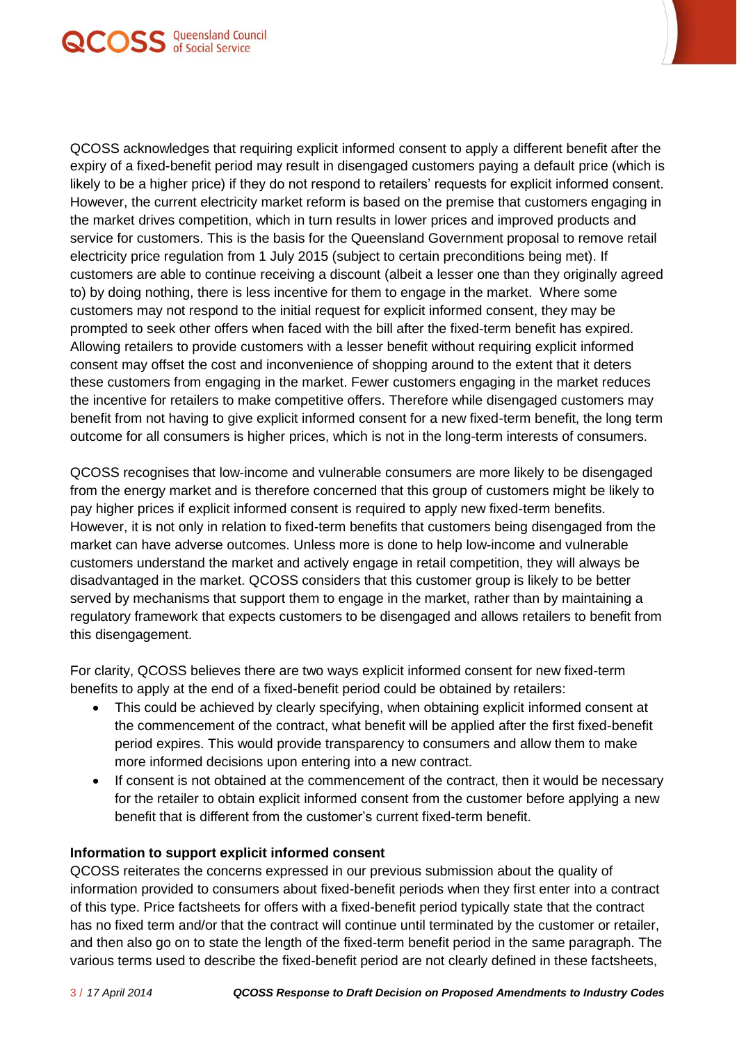QCOSS acknowledges that requiring explicit informed consent to apply a different benefit after the expiry of a fixed-benefit period may result in disengaged customers paying a default price (which is likely to be a higher price) if they do not respond to retailers' requests for explicit informed consent. However, the current electricity market reform is based on the premise that customers engaging in the market drives competition, which in turn results in lower prices and improved products and service for customers. This is the basis for the Queensland Government proposal to remove retail electricity price regulation from 1 July 2015 (subject to certain preconditions being met). If customers are able to continue receiving a discount (albeit a lesser one than they originally agreed to) by doing nothing, there is less incentive for them to engage in the market. Where some customers may not respond to the initial request for explicit informed consent, they may be prompted to seek other offers when faced with the bill after the fixed-term benefit has expired. Allowing retailers to provide customers with a lesser benefit without requiring explicit informed consent may offset the cost and inconvenience of shopping around to the extent that it deters these customers from engaging in the market. Fewer customers engaging in the market reduces the incentive for retailers to make competitive offers. Therefore while disengaged customers may benefit from not having to give explicit informed consent for a new fixed-term benefit, the long term outcome for all consumers is higher prices, which is not in the long-term interests of consumers.

QCOSS recognises that low-income and vulnerable consumers are more likely to be disengaged from the energy market and is therefore concerned that this group of customers might be likely to pay higher prices if explicit informed consent is required to apply new fixed-term benefits. However, it is not only in relation to fixed-term benefits that customers being disengaged from the market can have adverse outcomes. Unless more is done to help low-income and vulnerable customers understand the market and actively engage in retail competition, they will always be disadvantaged in the market. QCOSS considers that this customer group is likely to be better served by mechanisms that support them to engage in the market, rather than by maintaining a regulatory framework that expects customers to be disengaged and allows retailers to benefit from this disengagement.

For clarity, QCOSS believes there are two ways explicit informed consent for new fixed-term benefits to apply at the end of a fixed-benefit period could be obtained by retailers:

- This could be achieved by clearly specifying, when obtaining explicit informed consent at the commencement of the contract, what benefit will be applied after the first fixed-benefit period expires. This would provide transparency to consumers and allow them to make more informed decisions upon entering into a new contract.
- If consent is not obtained at the commencement of the contract, then it would be necessary for the retailer to obtain explicit informed consent from the customer before applying a new benefit that is different from the customer's current fixed-term benefit.

**Information to support explicit informed consent**

QCOSS reiterates the concerns expressed in our previous submission about the quality of information provided to consumers about fixed-benefit periods when they first enter into a contract of this type. Price factsheets for offers with a fixed-benefit period typically state that the contract has no fixed term and/or that the contract will continue until terminated by the customer or retailer, and then also go on to state the length of the fixed-term benefit period in the same paragraph. The various terms used to describe the fixed-benefit period are not clearly defined in these factsheets,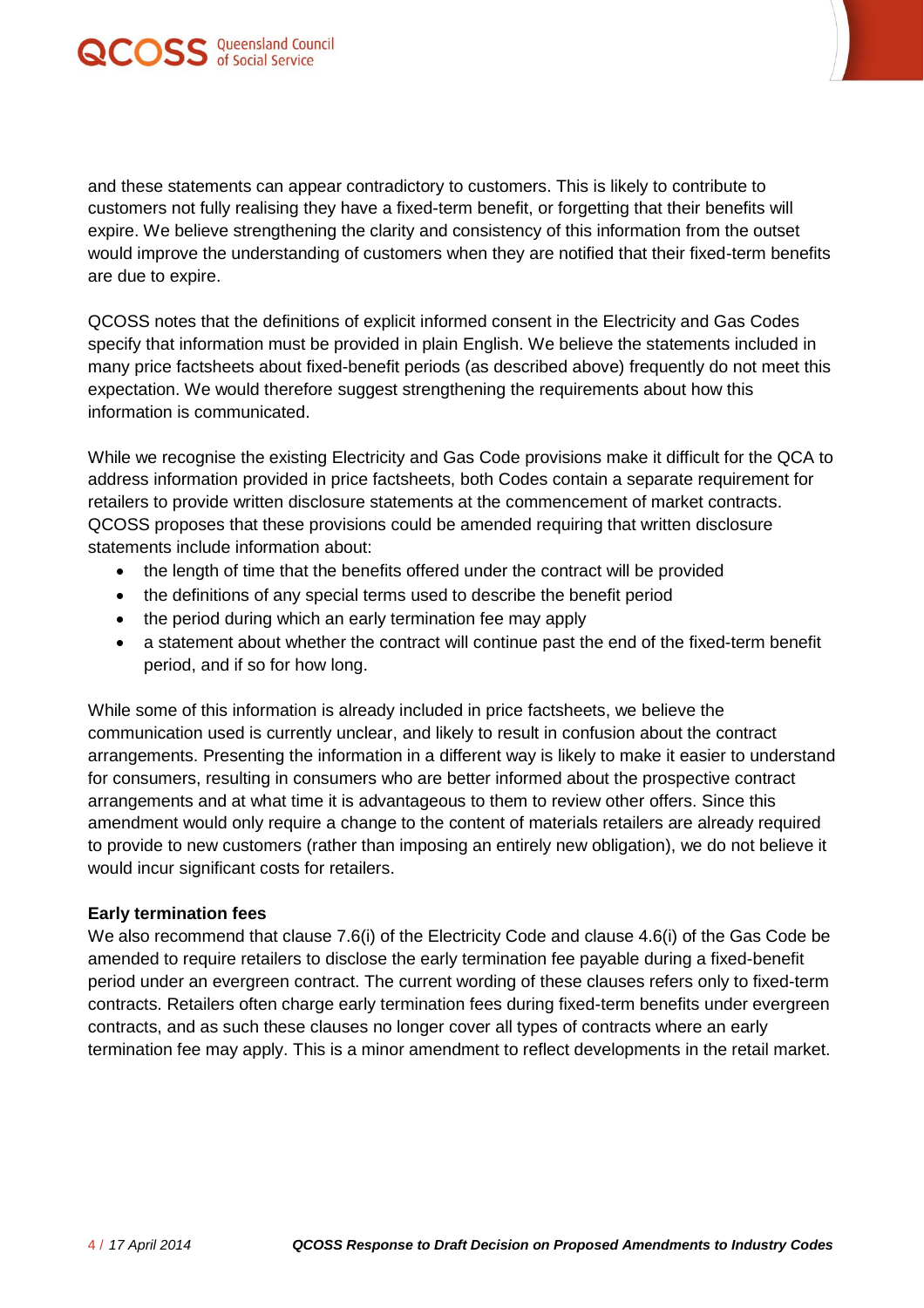and these statements can appear contradictory to customers. This is likely to contribute to customers not fully realising they have a fixed-term benefit, or forgetting that their benefits will expire. We believe strengthening the clarity and consistency of this information from the outset would improve the understanding of customers when they are notified that their fixed-term benefits are due to expire.

QCOSS notes that the definitions of explicit informed consent in the Electricity and Gas Codes specify that information must be provided in plain English. We believe the statements included in many price factsheets about fixed-benefit periods (as described above) frequently do not meet this expectation. We would therefore suggest strengthening the requirements about how this information is communicated.

While we recognise the existing Electricity and Gas Code provisions make it difficult for the QCA to address information provided in price factsheets, both Codes contain a separate requirement for retailers to provide written disclosure statements at the commencement of market contracts. QCOSS proposes that these provisions could be amended requiring that written disclosure statements include information about:

- the length of time that the benefits offered under the contract will be provided
- the definitions of any special terms used to describe the benefit period
- the period during which an early termination fee may apply
- a statement about whether the contract will continue past the end of the fixed-term benefit period, and if so for how long.

While some of this information is already included in price factsheets, we believe the communication used is currently unclear, and likely to result in confusion about the contract arrangements. Presenting the information in a different way is likely to make it easier to understand for consumers, resulting in consumers who are better informed about the prospective contract arrangements and at what time it is advantageous to them to review other offers. Since this amendment would only require a change to the content of materials retailers are already required to provide to new customers (rather than imposing an entirely new obligation), we do not believe it would incur significant costs for retailers.

**Early termination fees**

We also recommend that clause 7.6(i) of the Electricity Code and clause 4.6(i) of the Gas Code be amended to require retailers to disclose the early termination fee payable during a fixed-benefit period under an evergreen contract. The current wording of these clauses refers only to fixed-term contracts. Retailers often charge early termination fees during fixed-term benefits under evergreen contracts, and as such these clauses no longer cover all types of contracts where an early termination fee may apply. This is a minor amendment to reflect developments in the retail market.